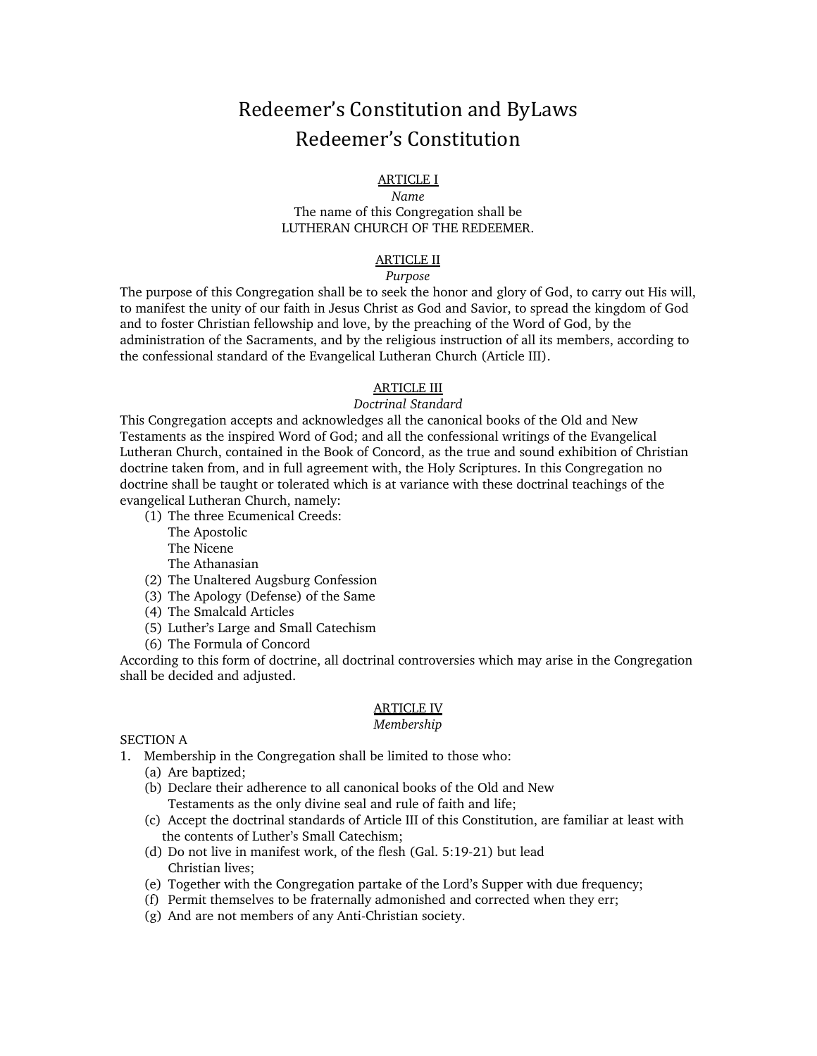# Redeemer's Constitution and ByLaws
# Redeemer's Constitution

## ARTICLE I

*Name*

The name of this Congregation shall be
LUTHERAN CHURCH OF THE REDEEMER.

## ARTICLE II

*Purpose*

The purpose of this Congregation shall be to seek the honor and glory of God, to carry out His will, to manifest the unity of our faith in Jesus Christ as God and Savior, to spread the kingdom of God and to foster Christian fellowship and love, by the preaching of the Word of God, by the administration of the Sacraments, and by the religious instruction of all its members, according to the confessional standard of the Evangelical Lutheran Church (Article III).

## ARTICLE III

*Doctrinal Standard*

This Congregation accepts and acknowledges all the canonical books of the Old and New Testaments as the inspired Word of God; and all the confessional writings of the Evangelical Lutheran Church, contained in the Book of Concord, as the true and sound exhibition of Christian doctrine taken from, and in full agreement with, the Holy Scriptures. In this Congregation no doctrine shall be taught or tolerated which is at variance with these doctrinal teachings of the evangelical Lutheran Church, namely:

(1) The three Ecumenical Creeds:
   The Apostolic
   The Nicene
   The Athanasian
(2) The Unaltered Augsburg Confession
(3) The Apology (Defense) of the Same
(4) The Smalcald Articles
(5) Luther's Large and Small Catechism
(6) The Formula of Concord

According to this form of doctrine, all doctrinal controversies which may arise in the Congregation shall be decided and adjusted.

## ARTICLE IV

*Membership*

SECTION A

1. Membership in the Congregation shall be limited to those who:
   (a) Are baptized;
   (b) Declare their adherence to all canonical books of the Old and New Testaments as the only divine seal and rule of faith and life;
   (c) Accept the doctrinal standards of Article III of this Constitution, are familiar at least with the contents of Luther's Small Catechism;
   (d) Do not live in manifest work, of the flesh (Gal. 5:19-21) but lead Christian lives;
   (e) Together with the Congregation partake of the Lord's Supper with due frequency;
   (f) Permit themselves to be fraternally admonished and corrected when they err;
   (g) And are not members of any Anti-Christian society.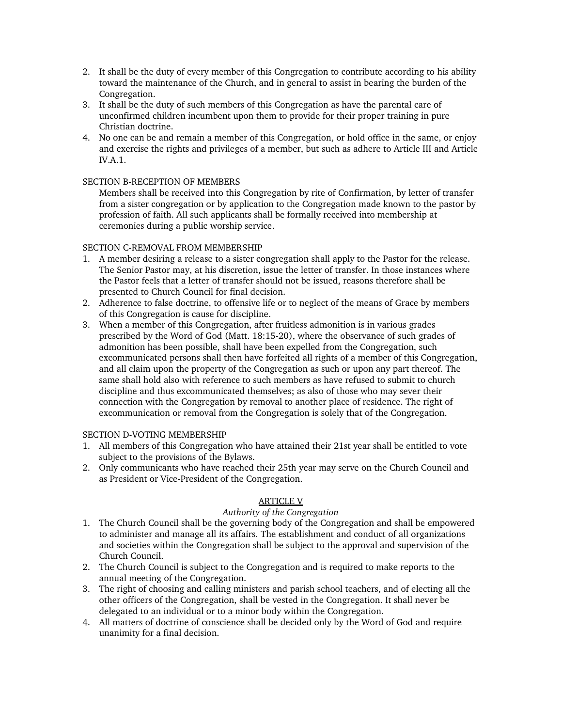2. It shall be the duty of every member of this Congregation to contribute according to his ability toward the maintenance of the Church, and in general to assist in bearing the burden of the Congregation.
3. It shall be the duty of such members of this Congregation as have the parental care of unconfirmed children incumbent upon them to provide for their proper training in pure Christian doctrine.
4. No one can be and remain a member of this Congregation, or hold office in the same, or enjoy and exercise the rights and privileges of a member, but such as adhere to Article III and Article IV.A.1.

SECTION B-RECEPTION OF MEMBERS

Members shall be received into this Congregation by rite of Confirmation, by letter of transfer from a sister congregation or by application to the Congregation made known to the pastor by profession of faith. All such applicants shall be formally received into membership at ceremonies during a public worship service.

SECTION C-REMOVAL FROM MEMBERSHIP

1. A member desiring a release to a sister congregation shall apply to the Pastor for the release. The Senior Pastor may, at his discretion, issue the letter of transfer. In those instances where the Pastor feels that a letter of transfer should not be issued, reasons therefore shall be presented to Church Council for final decision.
2. Adherence to false doctrine, to offensive life or to neglect of the means of Grace by members of this Congregation is cause for discipline.
3. When a member of this Congregation, after fruitless admonition is in various grades prescribed by the Word of God (Matt. 18:15-20), where the observance of such grades of admonition has been possible, shall have been expelled from the Congregation, such excommunicated persons shall then have forfeited all rights of a member of this Congregation, and all claim upon the property of the Congregation as such or upon any part thereof. The same shall hold also with reference to such members as have refused to submit to church discipline and thus excommunicated themselves; as also of those who may sever their connection with the Congregation by removal to another place of residence. The right of excommunication or removal from the Congregation is solely that of the Congregation.

SECTION D-VOTING MEMBERSHIP

1. All members of this Congregation who have attained their 21st year shall be entitled to vote subject to the provisions of the Bylaws.
2. Only communicants who have reached their 25th year may serve on the Church Council and as President or Vice-President of the Congregation.

## ARTICLE V

*Authority of the Congregation*

1. The Church Council shall be the governing body of the Congregation and shall be empowered to administer and manage all its affairs. The establishment and conduct of all organizations and societies within the Congregation shall be subject to the approval and supervision of the Church Council.
2. The Church Council is subject to the Congregation and is required to make reports to the annual meeting of the Congregation.
3. The right of choosing and calling ministers and parish school teachers, and of electing all the other officers of the Congregation, shall be vested in the Congregation. It shall never be delegated to an individual or to a minor body within the Congregation.
4. All matters of doctrine of conscience shall be decided only by the Word of God and require unanimity for a final decision.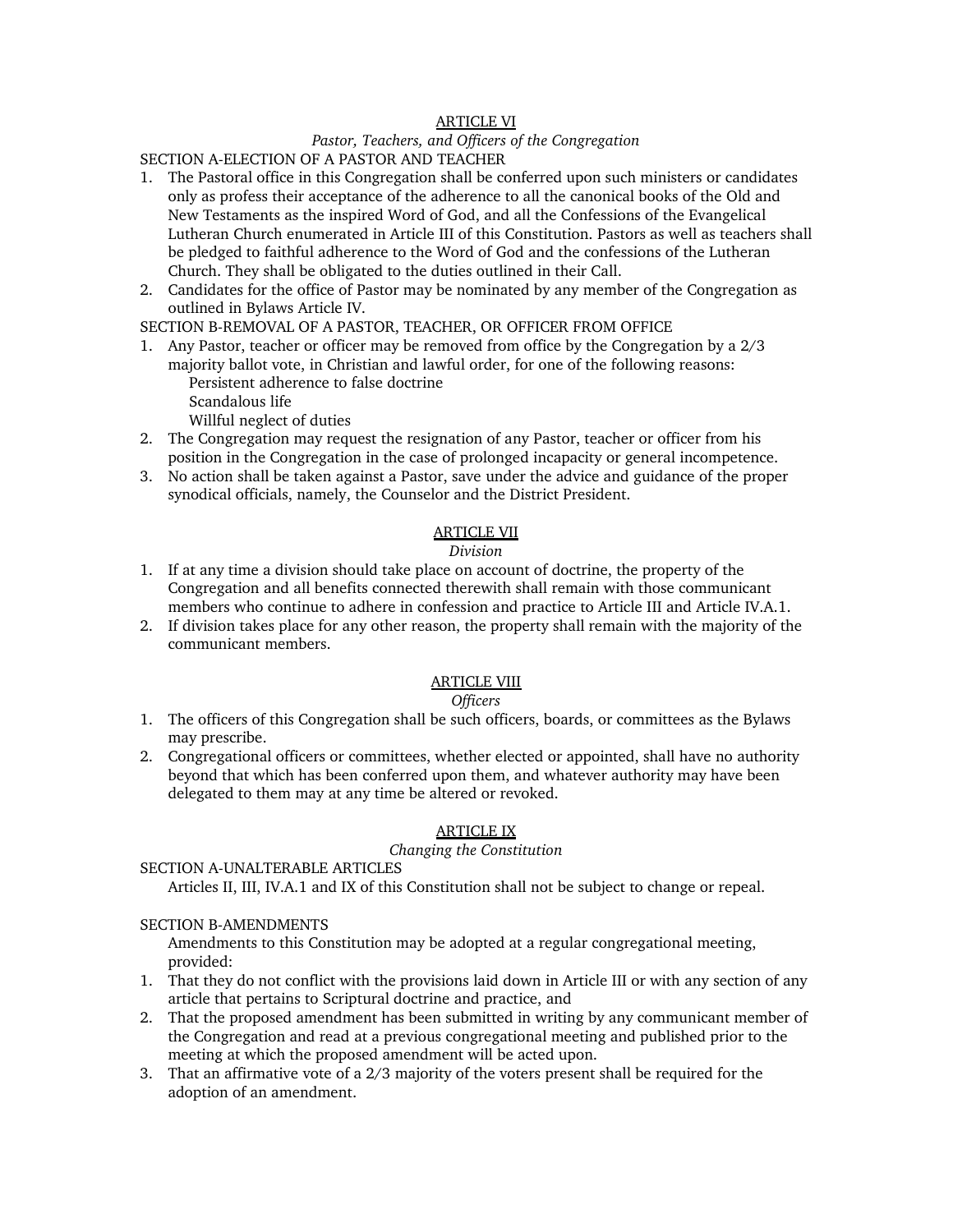## ARTICLE VI

*Pastor, Teachers, and Officers of the Congregation*

SECTION A-ELECTION OF A PASTOR AND TEACHER

1. The Pastoral office in this Congregation shall be conferred upon such ministers or candidates only as profess their acceptance of the adherence to all the canonical books of the Old and New Testaments as the inspired Word of God, and all the Confessions of the Evangelical Lutheran Church enumerated in Article III of this Constitution. Pastors as well as teachers shall be pledged to faithful adherence to the Word of God and the confessions of the Lutheran Church. They shall be obligated to the duties outlined in their Call.
2. Candidates for the office of Pastor may be nominated by any member of the Congregation as outlined in Bylaws Article IV.

SECTION B-REMOVAL OF A PASTOR, TEACHER, OR OFFICER FROM OFFICE

1. Any Pastor, teacher or officer may be removed from office by the Congregation by a 2/3 majority ballot vote, in Christian and lawful order, for one of the following reasons:
   - Persistent adherence to false doctrine
   - Scandalous life
   - Willful neglect of duties
2. The Congregation may request the resignation of any Pastor, teacher or officer from his position in the Congregation in the case of prolonged incapacity or general incompetence.
3. No action shall be taken against a Pastor, save under the advice and guidance of the proper synodical officials, namely, the Counselor and the District President.

## ARTICLE VII

*Division*

1. If at any time a division should take place on account of doctrine, the property of the Congregation and all benefits connected therewith shall remain with those communicant members who continue to adhere in confession and practice to Article III and Article IV.A.1.
2. If division takes place for any other reason, the property shall remain with the majority of the communicant members.

## ARTICLE VIII

*Officers*

1. The officers of this Congregation shall be such officers, boards, or committees as the Bylaws may prescribe.
2. Congregational officers or committees, whether elected or appointed, shall have no authority beyond that which has been conferred upon them, and whatever authority may have been delegated to them may at any time be altered or revoked.

## ARTICLE IX

*Changing the Constitution*

SECTION A-UNALTERABLE ARTICLES

Articles II, III, IV.A.1 and IX of this Constitution shall not be subject to change or repeal.

SECTION B-AMENDMENTS

Amendments to this Constitution may be adopted at a regular congregational meeting, provided:

1. That they do not conflict with the provisions laid down in Article III or with any section of any article that pertains to Scriptural doctrine and practice, and
2. That the proposed amendment has been submitted in writing by any communicant member of the Congregation and read at a previous congregational meeting and published prior to the meeting at which the proposed amendment will be acted upon.
3. That an affirmative vote of a 2/3 majority of the voters present shall be required for the adoption of an amendment.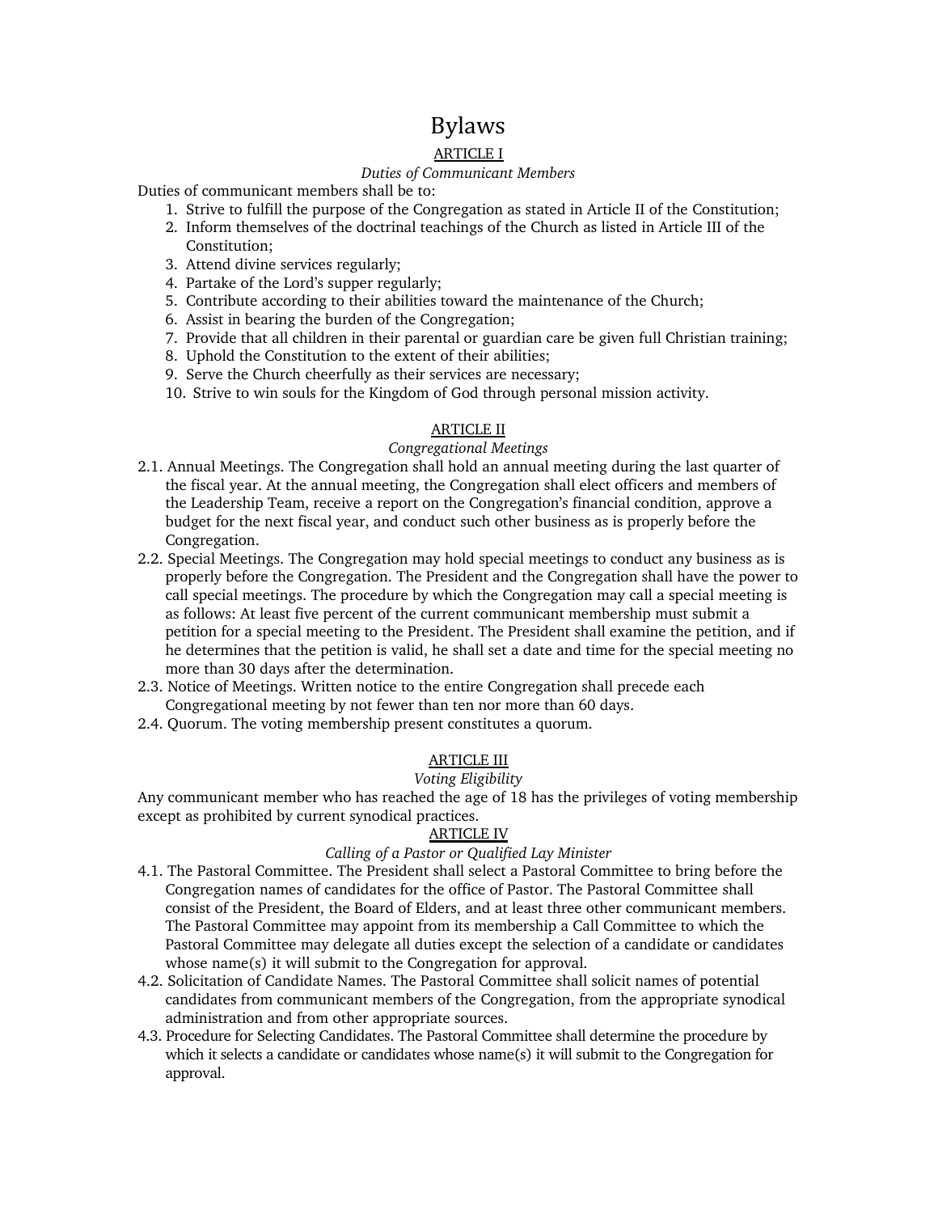# Bylaws

## ARTICLE I

*Duties of Communicant Members*

Duties of communicant members shall be to:

1. Strive to fulfill the purpose of the Congregation as stated in Article II of the Constitution;
2. Inform themselves of the doctrinal teachings of the Church as listed in Article III of the Constitution;
3. Attend divine services regularly;
4. Partake of the Lord's supper regularly;
5. Contribute according to their abilities toward the maintenance of the Church;
6. Assist in bearing the burden of the Congregation;
7. Provide that all children in their parental or guardian care be given full Christian training;
8. Uphold the Constitution to the extent of their abilities;
9. Serve the Church cheerfully as their services are necessary;
10. Strive to win souls for the Kingdom of God through personal mission activity.

## ARTICLE II

*Congregational Meetings*

2.1. Annual Meetings. The Congregation shall hold an annual meeting during the last quarter of the fiscal year. At the annual meeting, the Congregation shall elect officers and members of the Leadership Team, receive a report on the Congregation's financial condition, approve a budget for the next fiscal year, and conduct such other business as is properly before the Congregation.

2.2. Special Meetings. The Congregation may hold special meetings to conduct any business as is properly before the Congregation. The President and the Congregation shall have the power to call special meetings. The procedure by which the Congregation may call a special meeting is as follows: At least five percent of the current communicant membership must submit a petition for a special meeting to the President. The President shall examine the petition, and if he determines that the petition is valid, he shall set a date and time for the special meeting no more than 30 days after the determination.

2.3. Notice of Meetings. Written notice to the entire Congregation shall precede each Congregational meeting by not fewer than ten nor more than 60 days.

2.4. Quorum. The voting membership present constitutes a quorum.

## ARTICLE III

*Voting Eligibility*

Any communicant member who has reached the age of 18 has the privileges of voting membership except as prohibited by current synodical practices.

## ARTICLE IV

*Calling of a Pastor or Qualified Lay Minister*

4.1. The Pastoral Committee. The President shall select a Pastoral Committee to bring before the Congregation names of candidates for the office of Pastor. The Pastoral Committee shall consist of the President, the Board of Elders, and at least three other communicant members. The Pastoral Committee may appoint from its membership a Call Committee to which the Pastoral Committee may delegate all duties except the selection of a candidate or candidates whose name(s) it will submit to the Congregation for approval.

4.2. Solicitation of Candidate Names. The Pastoral Committee shall solicit names of potential candidates from communicant members of the Congregation, from the appropriate synodical administration and from other appropriate sources.

4.3. Procedure for Selecting Candidates. The Pastoral Committee shall determine the procedure by which it selects a candidate or candidates whose name(s) it will submit to the Congregation for approval.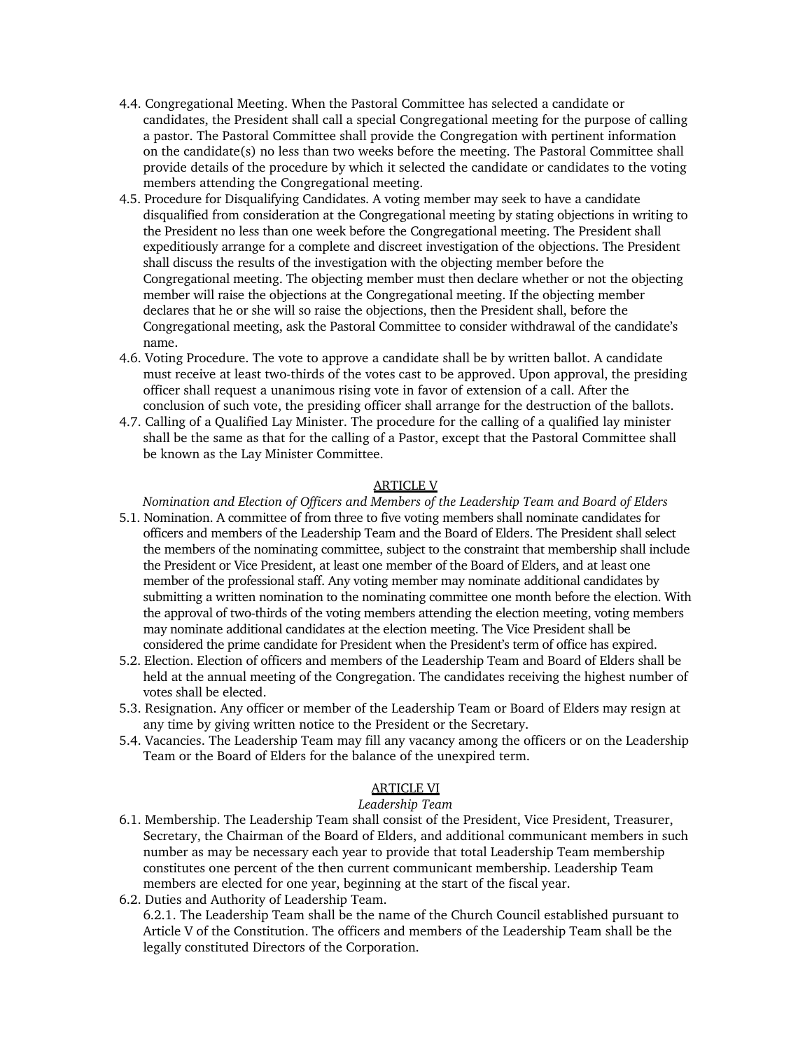4.4. Congregational Meeting. When the Pastoral Committee has selected a candidate or candidates, the President shall call a special Congregational meeting for the purpose of calling a pastor. The Pastoral Committee shall provide the Congregation with pertinent information on the candidate(s) no less than two weeks before the meeting. The Pastoral Committee shall provide details of the procedure by which it selected the candidate or candidates to the voting members attending the Congregational meeting.

4.5. Procedure for Disqualifying Candidates. A voting member may seek to have a candidate disqualified from consideration at the Congregational meeting by stating objections in writing to the President no less than one week before the Congregational meeting. The President shall expeditiously arrange for a complete and discreet investigation of the objections. The President shall discuss the results of the investigation with the objecting member before the Congregational meeting. The objecting member must then declare whether or not the objecting member will raise the objections at the Congregational meeting. If the objecting member declares that he or she will so raise the objections, then the President shall, before the Congregational meeting, ask the Pastoral Committee to consider withdrawal of the candidate's name.

4.6. Voting Procedure. The vote to approve a candidate shall be by written ballot. A candidate must receive at least two-thirds of the votes cast to be approved. Upon approval, the presiding officer shall request a unanimous rising vote in favor of extension of a call. After the conclusion of such vote, the presiding officer shall arrange for the destruction of the ballots.

4.7. Calling of a Qualified Lay Minister. The procedure for the calling of a qualified lay minister shall be the same as that for the calling of a Pastor, except that the Pastoral Committee shall be known as the Lay Minister Committee.

## ARTICLE V

*Nomination and Election of Officers and Members of the Leadership Team and Board of Elders*

5.1. Nomination. A committee of from three to five voting members shall nominate candidates for officers and members of the Leadership Team and the Board of Elders. The President shall select the members of the nominating committee, subject to the constraint that membership shall include the President or Vice President, at least one member of the Board of Elders, and at least one member of the professional staff. Any voting member may nominate additional candidates by submitting a written nomination to the nominating committee one month before the election. With the approval of two-thirds of the voting members attending the election meeting, voting members may nominate additional candidates at the election meeting. The Vice President shall be considered the prime candidate for President when the President's term of office has expired.

5.2. Election. Election of officers and members of the Leadership Team and Board of Elders shall be held at the annual meeting of the Congregation. The candidates receiving the highest number of votes shall be elected.

5.3. Resignation. Any officer or member of the Leadership Team or Board of Elders may resign at any time by giving written notice to the President or the Secretary.

5.4. Vacancies. The Leadership Team may fill any vacancy among the officers or on the Leadership Team or the Board of Elders for the balance of the unexpired term.

## ARTICLE VI

*Leadership Team*

6.1. Membership. The Leadership Team shall consist of the President, Vice President, Treasurer, Secretary, the Chairman of the Board of Elders, and additional communicant members in such number as may be necessary each year to provide that total Leadership Team membership constitutes one percent of the then current communicant membership. Leadership Team members are elected for one year, beginning at the start of the fiscal year.

6.2. Duties and Authority of Leadership Team.

6.2.1. The Leadership Team shall be the name of the Church Council established pursuant to Article V of the Constitution. The officers and members of the Leadership Team shall be the legally constituted Directors of the Corporation.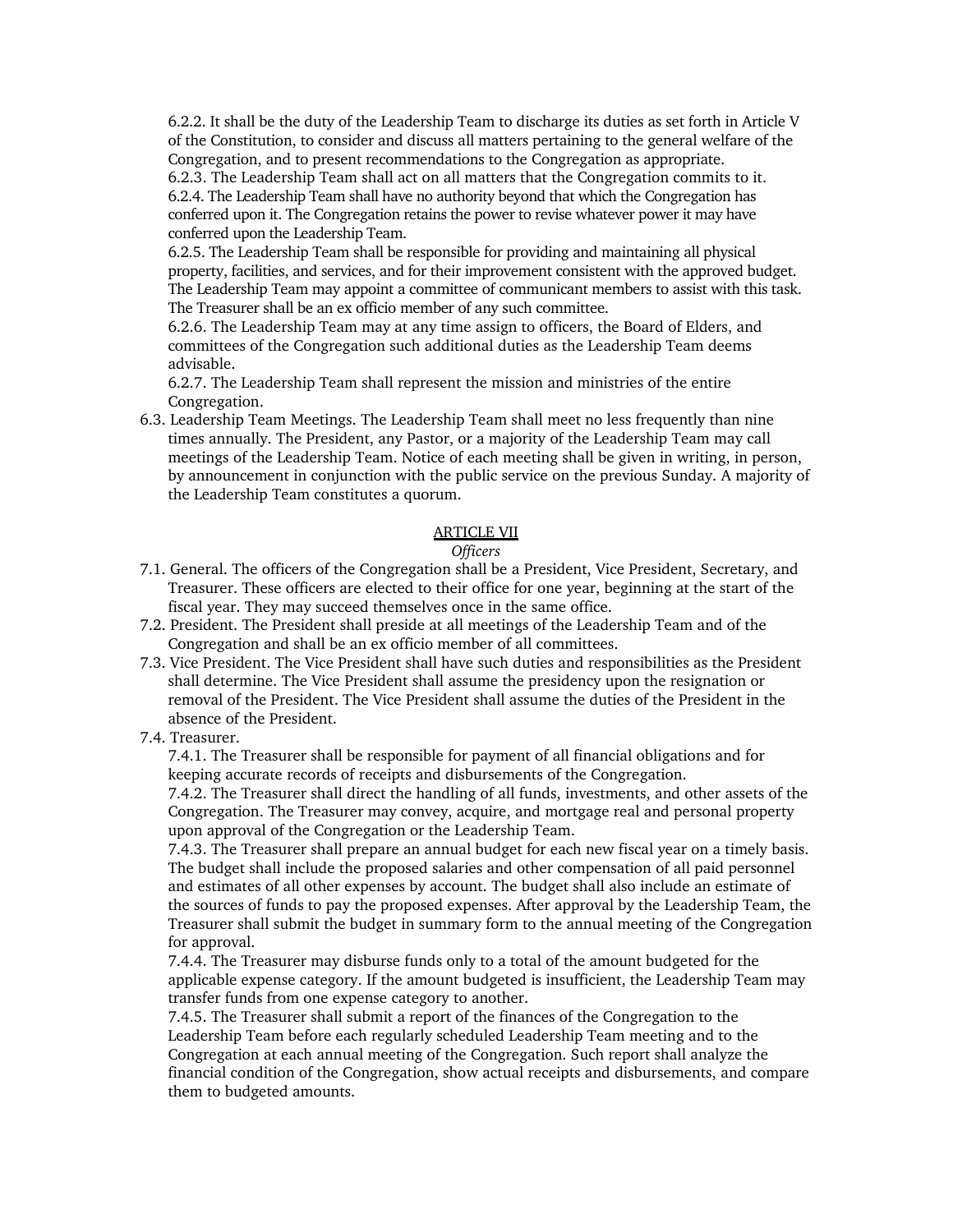6.2.2. It shall be the duty of the Leadership Team to discharge its duties as set forth in Article V of the Constitution, to consider and discuss all matters pertaining to the general welfare of the Congregation, and to present recommendations to the Congregation as appropriate.

6.2.3. The Leadership Team shall act on all matters that the Congregation commits to it.

6.2.4. The Leadership Team shall have no authority beyond that which the Congregation has conferred upon it. The Congregation retains the power to revise whatever power it may have conferred upon the Leadership Team.

6.2.5. The Leadership Team shall be responsible for providing and maintaining all physical property, facilities, and services, and for their improvement consistent with the approved budget. The Leadership Team may appoint a committee of communicant members to assist with this task. The Treasurer shall be an ex officio member of any such committee.

6.2.6. The Leadership Team may at any time assign to officers, the Board of Elders, and committees of the Congregation such additional duties as the Leadership Team deems advisable.

6.2.7. The Leadership Team shall represent the mission and ministries of the entire Congregation.

6.3. Leadership Team Meetings. The Leadership Team shall meet no less frequently than nine times annually. The President, any Pastor, or a majority of the Leadership Team may call meetings of the Leadership Team. Notice of each meeting shall be given in writing, in person, by announcement in conjunction with the public service on the previous Sunday. A majority of the Leadership Team constitutes a quorum.

## ARTICLE VII

### *Officers*

7.1. General. The officers of the Congregation shall be a President, Vice President, Secretary, and Treasurer. These officers are elected to their office for one year, beginning at the start of the fiscal year. They may succeed themselves once in the same office.

7.2. President. The President shall preside at all meetings of the Leadership Team and of the Congregation and shall be an ex officio member of all committees.

7.3. Vice President. The Vice President shall have such duties and responsibilities as the President shall determine. The Vice President shall assume the presidency upon the resignation or removal of the President. The Vice President shall assume the duties of the President in the absence of the President.

7.4. Treasurer.

7.4.1. The Treasurer shall be responsible for payment of all financial obligations and for keeping accurate records of receipts and disbursements of the Congregation.

7.4.2. The Treasurer shall direct the handling of all funds, investments, and other assets of the Congregation. The Treasurer may convey, acquire, and mortgage real and personal property upon approval of the Congregation or the Leadership Team.

7.4.3. The Treasurer shall prepare an annual budget for each new fiscal year on a timely basis. The budget shall include the proposed salaries and other compensation of all paid personnel and estimates of all other expenses by account. The budget shall also include an estimate of the sources of funds to pay the proposed expenses. After approval by the Leadership Team, the Treasurer shall submit the budget in summary form to the annual meeting of the Congregation for approval.

7.4.4. The Treasurer may disburse funds only to a total of the amount budgeted for the applicable expense category. If the amount budgeted is insufficient, the Leadership Team may transfer funds from one expense category to another.

7.4.5. The Treasurer shall submit a report of the finances of the Congregation to the Leadership Team before each regularly scheduled Leadership Team meeting and to the Congregation at each annual meeting of the Congregation. Such report shall analyze the financial condition of the Congregation, show actual receipts and disbursements, and compare them to budgeted amounts.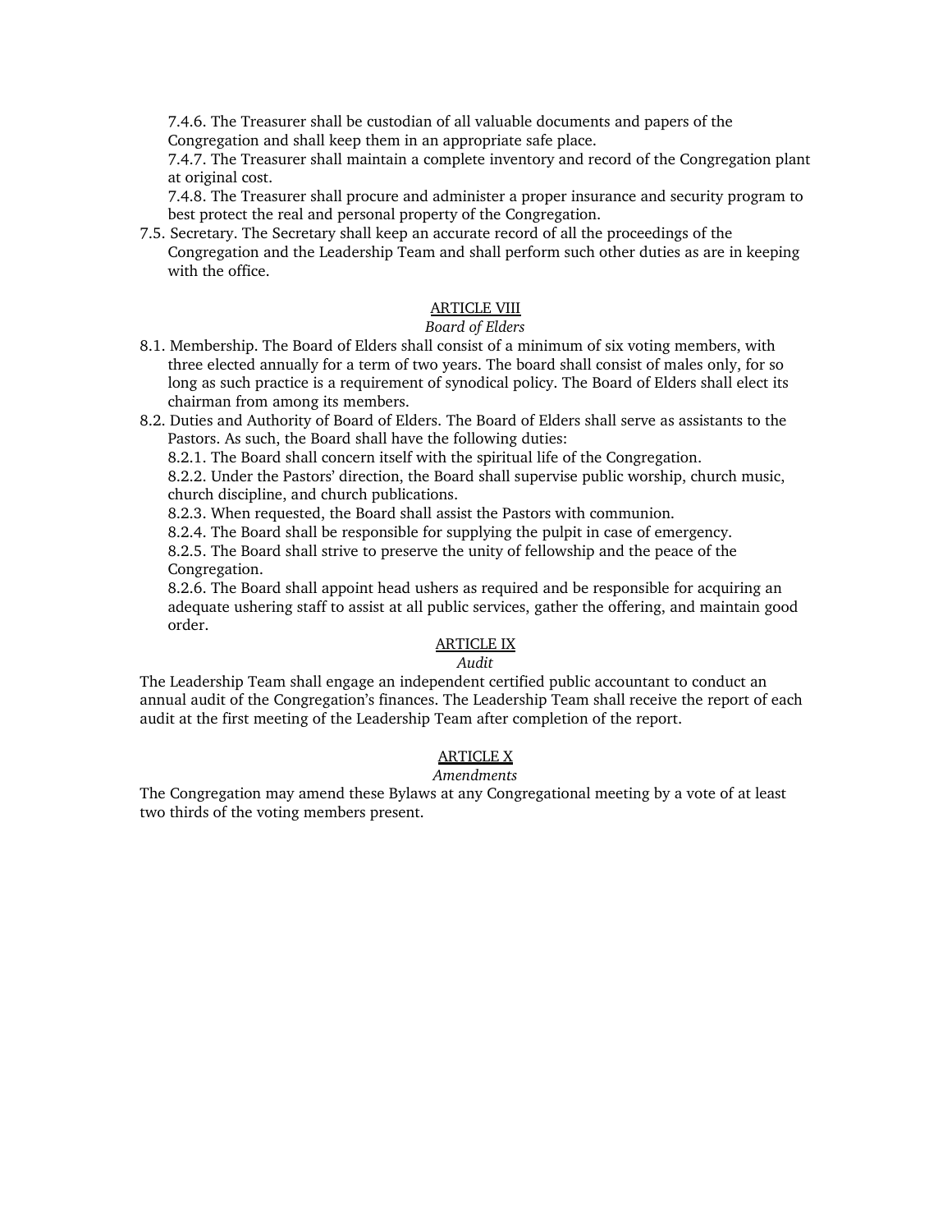7.4.6. The Treasurer shall be custodian of all valuable documents and papers of the Congregation and shall keep them in an appropriate safe place.

7.4.7. The Treasurer shall maintain a complete inventory and record of the Congregation plant at original cost.

7.4.8. The Treasurer shall procure and administer a proper insurance and security program to best protect the real and personal property of the Congregation.

7.5. Secretary. The Secretary shall keep an accurate record of all the proceedings of the Congregation and the Leadership Team and shall perform such other duties as are in keeping with the office.

## ARTICLE VIII

*Board of Elders*

8.1. Membership. The Board of Elders shall consist of a minimum of six voting members, with three elected annually for a term of two years. The board shall consist of males only, for so long as such practice is a requirement of synodical policy. The Board of Elders shall elect its chairman from among its members.

8.2. Duties and Authority of Board of Elders. The Board of Elders shall serve as assistants to the Pastors. As such, the Board shall have the following duties:

8.2.1. The Board shall concern itself with the spiritual life of the Congregation.

8.2.2. Under the Pastors' direction, the Board shall supervise public worship, church music, church discipline, and church publications.

8.2.3. When requested, the Board shall assist the Pastors with communion.

8.2.4. The Board shall be responsible for supplying the pulpit in case of emergency.

8.2.5. The Board shall strive to preserve the unity of fellowship and the peace of the Congregation.

8.2.6. The Board shall appoint head ushers as required and be responsible for acquiring an adequate ushering staff to assist at all public services, gather the offering, and maintain good order.

## ARTICLE IX

*Audit*

The Leadership Team shall engage an independent certified public accountant to conduct an annual audit of the Congregation's finances. The Leadership Team shall receive the report of each audit at the first meeting of the Leadership Team after completion of the report.

## ARTICLE X

*Amendments*

The Congregation may amend these Bylaws at any Congregational meeting by a vote of at least two thirds of the voting members present.